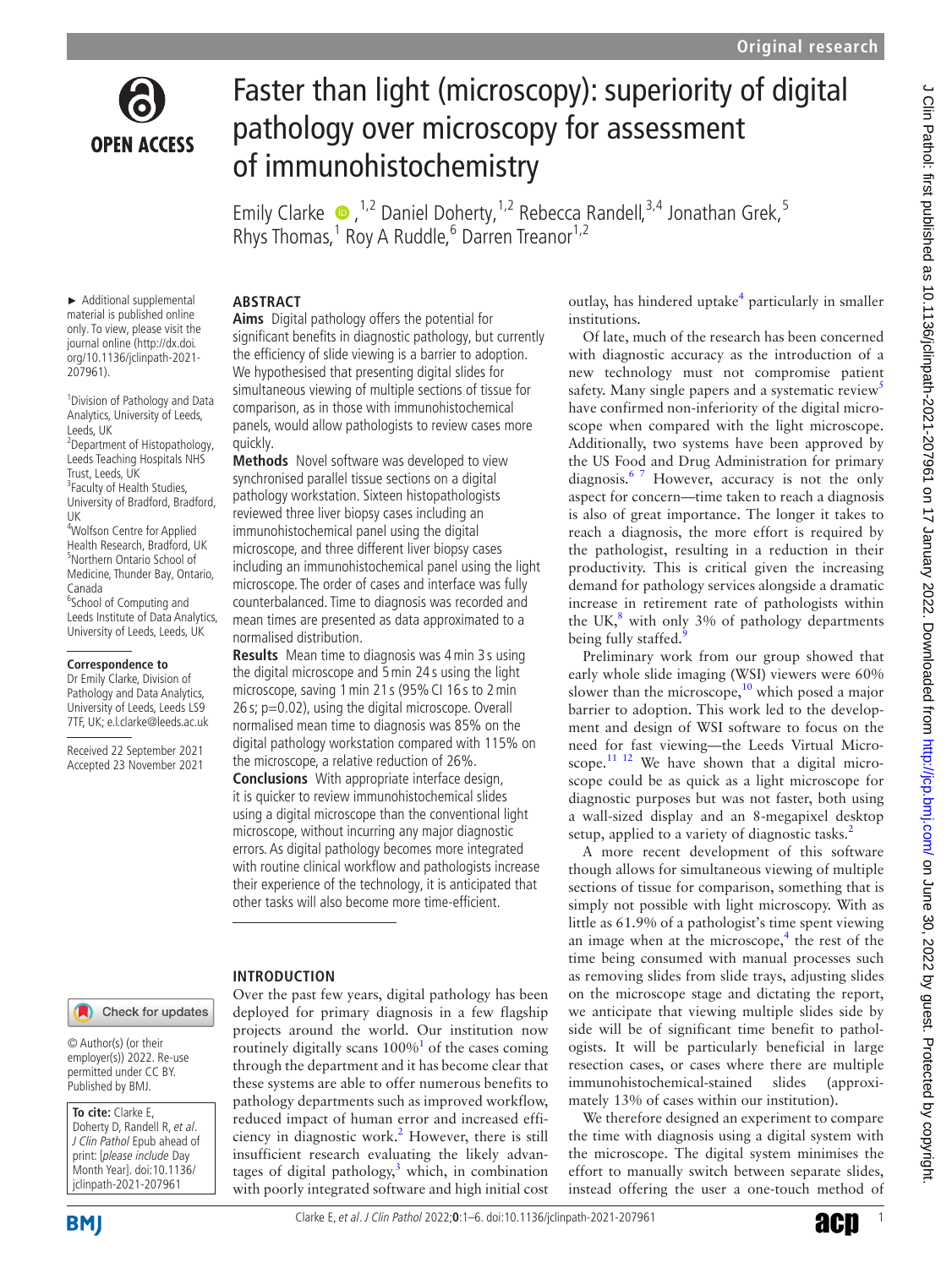Original research

# Faster than light (microscopy): superiority of digital pathology over microscopy for assessment of immunohistochemistry

Emily Clarke [1,2], Daniel Doherty,[1,2] Rebecca Randell,[3,4] Jonathan Grek,[5] Rhys Thomas,[1] Roy A Ruddle,[6] Darren Treanor[1,2]

► Additional supplemental material is published online only. To view, please visit the journal online (http://dx.doi.org/10.1136/jclinpath-2021-207961).

[1]Division of Pathology and Data Analytics, University of Leeds, Leeds, UK
[2]Department of Histopathology, Leeds Teaching Hospitals NHS Trust, Leeds, UK
[3]Faculty of Health Studies, University of Bradford, Bradford, UK
[4]Wolfson Centre for Applied Health Research, Bradford, UK
[5]Northern Ontario School of Medicine, Thunder Bay, Ontario, Canada
[6]School of Computing and Leeds Institute of Data Analytics, University of Leeds, Leeds, UK

**Correspondence to**
Dr Emily Clarke, Division of Pathology and Data Analytics, University of Leeds, Leeds LS9 7TF, UK; e.l.clarke@leeds.ac.uk

Received 22 September 2021
Accepted 23 November 2021

© Author(s) (or their employer(s)) 2022. Re-use permitted under CC BY. Published by BMJ.

**To cite:** Clarke E, Doherty D, Randell R, et al. *J Clin Pathol* Epub ahead of print: [*please include* Day Month Year]. doi:10.1136/jclinpath-2021-207961

## ABSTRACT

**Aims** Digital pathology offers the potential for significant benefits in diagnostic pathology, but currently the efficiency of slide viewing is a barrier to adoption. We hypothesised that presenting digital slides for simultaneous viewing of multiple sections of tissue for comparison, as in those with immunohistochemical panels, would allow pathologists to review cases more quickly.

**Methods** Novel software was developed to view synchronised parallel tissue sections on a digital pathology workstation. Sixteen histopathologists reviewed three liver biopsy cases including an immunohistochemical panel using the digital microscope, and three different liver biopsy cases including an immunohistochemical panel using the light microscope. The order of cases and interface was fully counterbalanced. Time to diagnosis was recorded and mean times are presented as data approximated to a normalised distribution.

**Results** Mean time to diagnosis was 4 min 3 s using the digital microscope and 5 min 24 s using the light microscope, saving 1 min 21 s (95% CI 16 s to 2 min 26 s; p=0.02), using the digital microscope. Overall normalised mean time to diagnosis was 85% on the digital pathology workstation compared with 115% on the microscope, a relative reduction of 26%.

**Conclusions** With appropriate interface design, it is quicker to review immunohistochemical slides using a digital microscope than the conventional light microscope, without incurring any major diagnostic errors. As digital pathology becomes more integrated with routine clinical workflow and pathologists increase their experience of the technology, it is anticipated that other tasks will also become more time-efficient.

## INTRODUCTION

Over the past few years, digital pathology has been deployed for primary diagnosis in a few flagship projects around the world. Our institution now routinely digitally scans 100%[1] of the cases coming through the department and it has become clear that these systems are able to offer numerous benefits to pathology departments such as improved workflow, reduced impact of human error and increased efficiency in diagnostic work.[2] However, there is still insufficient research evaluating the likely advantages of digital pathology,[3] which, in combination with poorly integrated software and high initial cost outlay, has hindered uptake[4] particularly in smaller institutions.

Of late, much of the research has been concerned with diagnostic accuracy as the introduction of a new technology must not compromise patient safety. Many single papers and a systematic review[5] have confirmed non-inferiority of the digital microscope when compared with the light microscope. Additionally, two systems have been approved by the US Food and Drug Administration for primary diagnosis.[6 7] However, accuracy is not the only aspect for concern—time taken to reach a diagnosis is also of great importance. The longer it takes to reach a diagnosis, the more effort is required by the pathologist, resulting in a reduction in their productivity. This is critical given the increasing demand for pathology services alongside a dramatic increase in retirement rate of pathologists within the UK,[8] with only 3% of pathology departments being fully staffed.[9]

Preliminary work from our group showed that early whole slide imaging (WSI) viewers were 60% slower than the microscope,[10] which posed a major barrier to adoption. This work led to the development and design of WSI software to focus on the need for fast viewing—the Leeds Virtual Microscope.[11 12] We have shown that a digital microscope could be as quick as a light microscope for diagnostic purposes but was not faster, both using a wall-sized display and an 8-megapixel desktop setup, applied to a variety of diagnostic tasks.[2]

A more recent development of this software though allows for simultaneous viewing of multiple sections of tissue for comparison, something that is simply not possible with light microscopy. With as little as 61.9% of a pathologist's time spent viewing an image when at the microscope,[4] the rest of the time being consumed with manual processes such as removing slides from slide trays, adjusting slides on the microscope stage and dictating the report, we anticipate that viewing multiple slides side by side will be of significant time benefit to pathologists. It will be particularly beneficial in large resection cases, or cases where there are multiple immunohistochemical-stained slides (approximately 13% of cases within our institution).

We therefore designed an experiment to compare the time with diagnosis using a digital system with the microscope. The digital system minimises the effort to manually switch between separate slides, instead offering the user a one-touch method of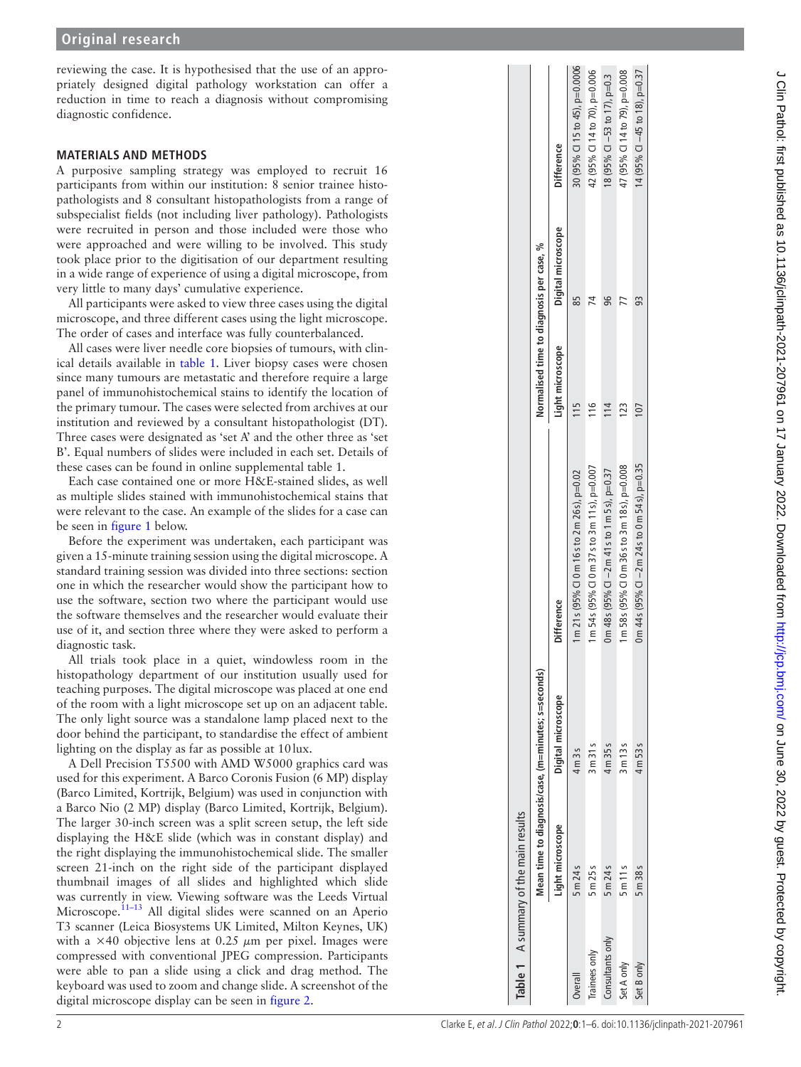reviewing the case. It is hypothesised that the use of an appropriately designed digital pathology workstation can offer a reduction in time to reach a diagnosis without compromising diagnostic confidence.

## MATERIALS AND METHODS

A purposive sampling strategy was employed to recruit 16 participants from within our institution: 8 senior trainee histopathologists and 8 consultant histopathologists from a range of subspecialist fields (not including liver pathology). Pathologists were recruited in person and those included were those who were approached and were willing to be involved. This study took place prior to the digitisation of our department resulting in a wide range of experience of using a digital microscope, from very little to many days' cumulative experience.

All participants were asked to view three cases using the digital microscope, and three different cases using the light microscope. The order of cases and interface was fully counterbalanced.

All cases were liver needle core biopsies of tumours, with clinical details available in table 1. Liver biopsy cases were chosen since many tumours are metastatic and therefore require a large panel of immunohistochemical stains to identify the location of the primary tumour. The cases were selected from archives at our institution and reviewed by a consultant histopathologist (DT). Three cases were designated as 'set A' and the other three as 'set B'. Equal numbers of slides were included in each set. Details of these cases can be found in online supplemental table 1.

Each case contained one or more H&E-stained slides, as well as multiple slides stained with immunohistochemical stains that were relevant to the case. An example of the slides for a case can be seen in figure 1 below.

Before the experiment was undertaken, each participant was given a 15-minute training session using the digital microscope. A standard training session was divided into three sections: section one in which the researcher would show the participant how to use the software, section two where the participant would use the software themselves and the researcher would evaluate their use of it, and section three where they were asked to perform a diagnostic task.

All trials took place in a quiet, windowless room in the histopathology department of our institution usually used for teaching purposes. The digital microscope was placed at one end of the room with a light microscope set up on an adjacent table. The only light source was a standalone lamp placed next to the door behind the participant, to standardise the effect of ambient lighting on the display as far as possible at 10 lux.

A Dell Precision T5500 with AMD W5000 graphics card was used for this experiment. A Barco Coronis Fusion (6 MP) display (Barco Limited, Kortrijk, Belgium) was used in conjunction with a Barco Nio (2 MP) display (Barco Limited, Kortrijk, Belgium). The larger 30-inch screen was a split screen setup, the left side displaying the H&E slide (which was in constant display) and the right displaying the immunohistochemical slide. The smaller screen 21-inch on the right side of the participant displayed thumbnail images of all slides and highlighted which slide was currently in view. Viewing software was the Leeds Virtual Microscope.[11–13] All digital slides were scanned on an Aperio T3 scanner (Leica Biosystems UK Limited, Milton Keynes, UK) with a ×40 objective lens at 0.25 μm per pixel. Images were compressed with conventional JPEG compression. Participants were able to pan a slide using a click and drag method. The keyboard was used to zoom and change slide. A screenshot of the digital microscope display can be seen in figure 2.

**Table 1** A summary of the main results

| | Mean time to diagnosis/case, (m=minutes; s=seconds) | | | Normalised time to diagnosis per case, % | | |
|---|---|---|---|---|---|---|
| | Light microscope | Digital microscope | Difference | Light microscope | Digital microscope | Difference |
| Overall | 5 m 24 s | 4 m 3 s | 1 m 21 s (95% CI 0 m 16 s to 2 m 26 s), p=0.02 | 115 | 85 | 30 (95% CI 15 to 45), p=0.0006 |
| Trainees only | 5 m 25 s | 3 m 31 s | 1 m 54 s (95% CI 0 m 37 s to 3 m 11 s), p=0.007 | 116 | 74 | 42 (95% CI 14 to 70), p=0.006 |
| Consultants only | 5 m 24 s | 4 m 35 s | 0 m 48 s (95% CI −2 m 41 s to 1 m 5 s), p=0.37 | 114 | 96 | 18 (95% CI −53 to 17), p=0.3 |
| Set A only | 5 m 11 s | 3 m 13 s | 1 m 58 s (95% CI 0 m 36 s to 3 m 18 s), p=0.008 | 123 | 77 | 47 (95% CI 14 to 79), p=0.008 |
| Set B only | 5 m 38 s | 4 m 53 s | 0 m 44 s (95% CI −2 m 24 s to 0 m 54 s), p=0.35 | 107 | 93 | 14 (95% CI −45 to 18), p=0.37 |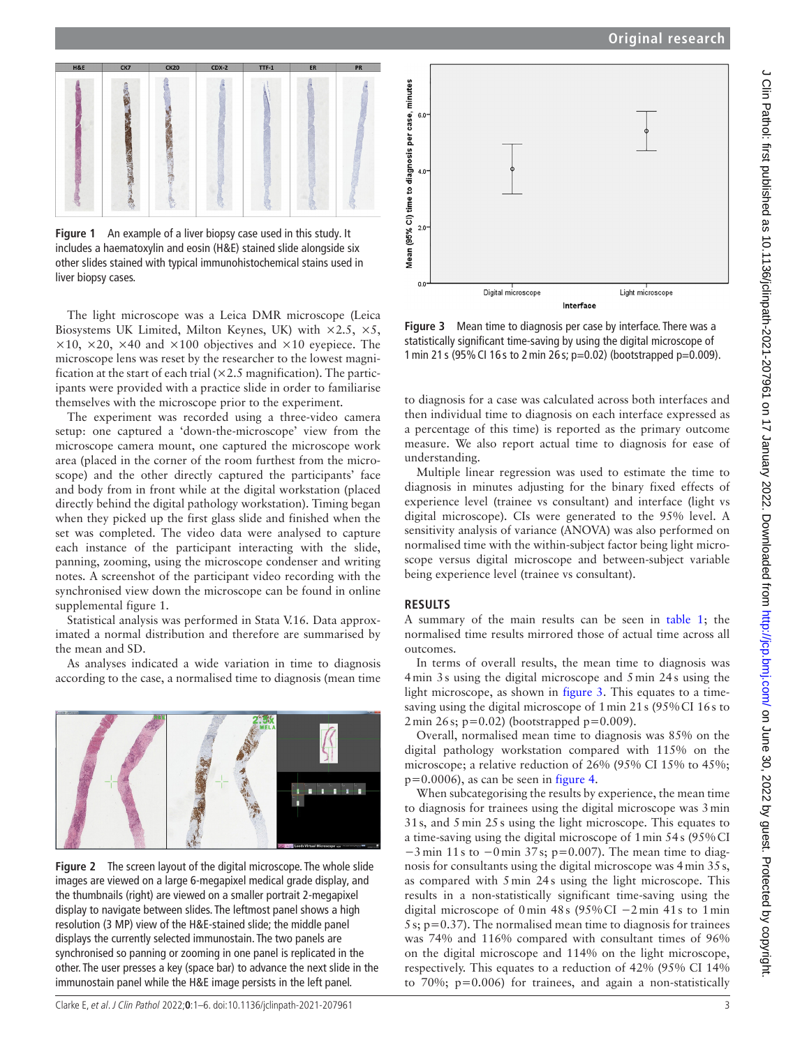Figure 1 An example of a liver biopsy case used in this study. It includes a haematoxylin and eosin (H&E) stained slide alongside six other slides stained with typical immunohistochemical stains used in liver biopsy cases.

The light microscope was a Leica DMR microscope (Leica Biosystems UK Limited, Milton Keynes, UK) with ×2.5, ×5, ×10, ×20, ×40 and ×100 objectives and ×10 eyepiece. The microscope lens was reset by the researcher to the lowest magnification at the start of each trial (×2.5 magnification). The participants were provided with a practice slide in order to familiarise themselves with the microscope prior to the experiment.

The experiment was recorded using a three-video camera setup: one captured a 'down-the-microscope' view from the microscope camera mount, one captured the microscope work area (placed in the corner of the room furthest from the microscope) and the other directly captured the participants' face and body from in front while at the digital workstation (placed directly behind the digital pathology workstation). Timing began when they picked up the first glass slide and finished when the set was completed. The video data were analysed to capture each instance of the participant interacting with the slide, panning, zooming, using the microscope condenser and writing notes. A screenshot of the participant video recording with the synchronised view down the microscope can be found in online supplemental figure 1.

Statistical analysis was performed in Stata V.16. Data approximated a normal distribution and therefore are summarised by the mean and SD.

As analyses indicated a wide variation in time to diagnosis according to the case, a normalised time to diagnosis (mean time to diagnosis for a case was calculated across both interfaces and then individual time to diagnosis on each interface expressed as a percentage of this time) is reported as the primary outcome measure. We also report actual time to diagnosis for ease of understanding.

Multiple linear regression was used to estimate the time to diagnosis in minutes adjusting for the binary fixed effects of experience level (trainee vs consultant) and interface (light vs digital microscope). CIs were generated to the 95% level. A sensitivity analysis of variance (ANOVA) was also performed on normalised time with the within-subject factor being light microscope versus digital microscope and between-subject variable being experience level (trainee vs consultant).

Figure 2 The screen layout of the digital microscope. The whole slide images are viewed on a large 6-megapixel medical grade display, and the thumbnails (right) are viewed on a smaller portrait 2-megapixel display to navigate between slides. The leftmost panel shows a high resolution (3 MP) view of the H&E-stained slide; the middle panel displays the currently selected immunostain. The two panels are synchronised so panning or zooming in one panel is replicated in the other. The user presses a key (space bar) to advance the next slide in the immunostain panel while the H&E image persists in the left panel.

Figure 3 Mean time to diagnosis per case by interface. There was a statistically significant time-saving by using the digital microscope of 1 min 21 s (95% CI 16 s to 2 min 26 s; p=0.02) (bootstrapped p=0.009).

## RESULTS

A summary of the main results can be seen in table 1; the normalised time results mirrored those of actual time across all outcomes.

In terms of overall results, the mean time to diagnosis was 4 min 3 s using the digital microscope and 5 min 24 s using the light microscope, as shown in figure 3. This equates to a time-saving using the digital microscope of 1 min 21 s (95% CI 16 s to 2 min 26 s; p=0.02) (bootstrapped p=0.009).

Overall, normalised mean time to diagnosis was 85% on the digital pathology workstation compared with 115% on the microscope; a relative reduction of 26% (95% CI 15% to 45%; p=0.0006), as can be seen in figure 4.

When subcategorising the results by experience, the mean time to diagnosis for trainees using the digital microscope was 3 min 31 s, and 5 min 25 s using the light microscope. This equates to a time-saving using the digital microscope of 1 min 54 s (95% CI −3 min 11 s to −0 min 37 s; p=0.007). The mean time to diagnosis for consultants using the digital microscope was 4 min 35 s, as compared with 5 min 24 s using the light microscope. This results in a non-statistically significant time-saving using the digital microscope of 0 min 48 s (95% CI −2 min 41 s to 1 min 5 s; p=0.37). The normalised mean time to diagnosis for trainees was 74% and 116% compared with consultant times of 96% on the digital microscope and 114% on the light microscope, respectively. This equates to a reduction of 42% (95% CI 14% to 70%; p=0.006) for trainees, and again a non-statistically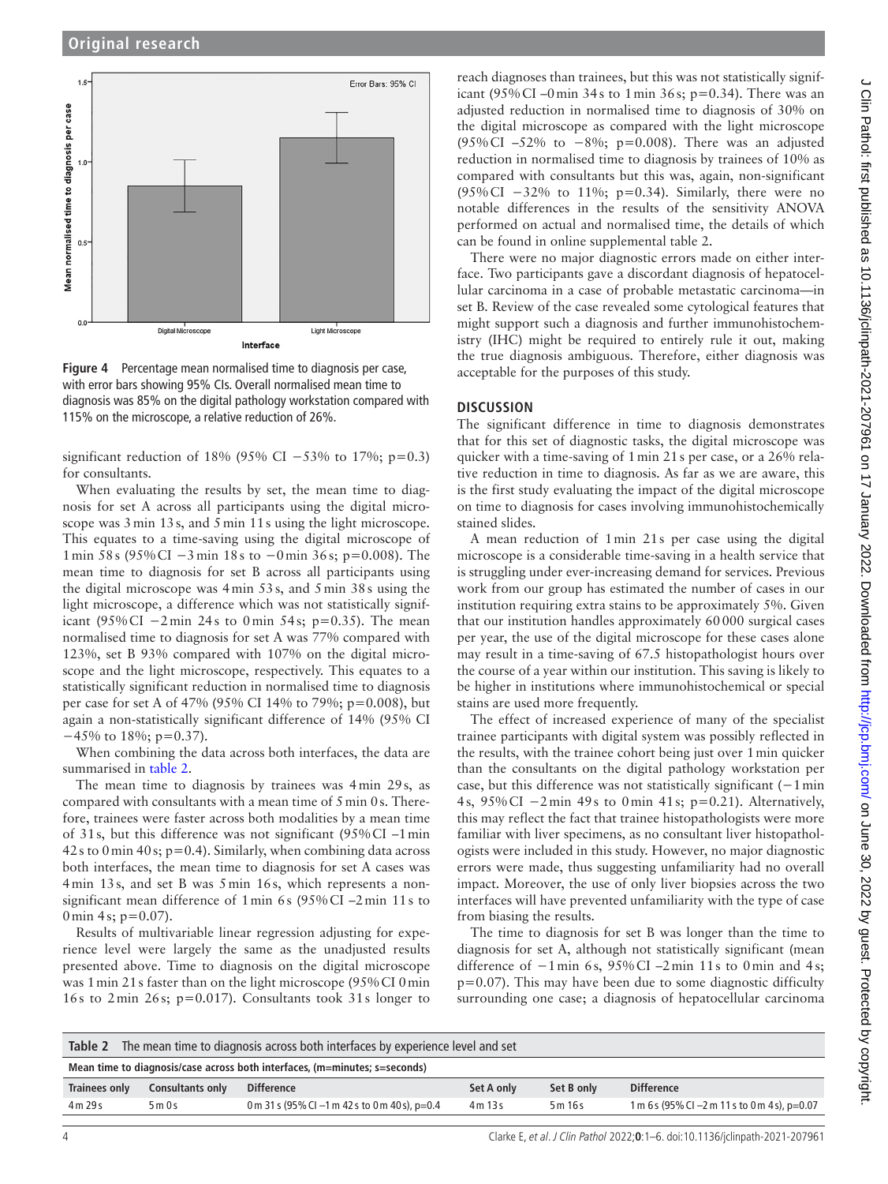Figure 4 Percentage mean normalised time to diagnosis per case, with error bars showing 95% CIs. Overall normalised mean time to diagnosis was 85% on the digital pathology workstation compared with 115% on the microscope, a relative reduction of 26%.

significant reduction of 18% (95% CI −53% to 17%; p=0.3) for consultants.

When evaluating the results by set, the mean time to diagnosis for set A across all participants using the digital microscope was 3 min 13 s, and 5 min 11 s using the light microscope. This equates to a time-saving using the digital microscope of 1 min 58 s (95% CI −3 min 18 s to −0 min 36 s; p=0.008). The mean time to diagnosis for set B across all participants using the digital microscope was 4 min 53 s, and 5 min 38 s using the light microscope, a difference which was not statistically significant (95% CI −2 min 24 s to 0 min 54 s; p=0.35). The mean normalised time to diagnosis for set A was 77% compared with 123%, set B 93% compared with 107% on the digital microscope and the light microscope, respectively. This equates to a statistically significant reduction in normalised time to diagnosis per case for set A of 47% (95% CI 14% to 79%; p=0.008), but again a non-statistically significant difference of 14% (95% CI −45% to 18%; p=0.37).

When combining the data across both interfaces, the data are summarised in table 2.

The mean time to diagnosis by trainees was 4 min 29 s, as compared with consultants with a mean time of 5 min 0 s. Therefore, trainees were faster across both modalities by a mean time of 31 s, but this difference was not significant (95% CI –1 min 42 s to 0 min 40 s; p=0.4). Similarly, when combining data across both interfaces, the mean time to diagnosis for set A cases was 4 min 13 s, and set B was 5 min 16 s, which represents a non-significant mean difference of 1 min 6 s (95% CI –2 min 11 s to 0 min 4 s; p=0.07).

Results of multivariable linear regression adjusting for experience level were largely the same as the unadjusted results presented above. Time to diagnosis on the digital microscope was 1 min 21 s faster than on the light microscope (95% CI 0 min 16 s to 2 min 26 s; p=0.017). Consultants took 31 s longer to reach diagnoses than trainees, but this was not statistically significant (95% CI –0 min 34 s to 1 min 36 s; p=0.34). There was an adjusted reduction in normalised time to diagnosis of 30% on the digital microscope as compared with the light microscope (95% CI –52% to −8%; p=0.008). There was an adjusted reduction in normalised time to diagnosis by trainees of 10% as compared with consultants but this was, again, non-significant (95% CI −32% to 11%; p=0.34). Similarly, there were no notable differences in the results of the sensitivity ANOVA performed on actual and normalised time, the details of which can be found in online supplemental table 2.

There were no major diagnostic errors made on either interface. Two participants gave a discordant diagnosis of hepatocellular carcinoma in a case of probable metastatic carcinoma—in set B. Review of the case revealed some cytological features that might support such a diagnosis and further immunohistochemistry (IHC) might be required to entirely rule it out, making the true diagnosis ambiguous. Therefore, either diagnosis was acceptable for the purposes of this study.

## DISCUSSION

The significant difference in time to diagnosis demonstrates that for this set of diagnostic tasks, the digital microscope was quicker with a time-saving of 1 min 21 s per case, or a 26% relative reduction in time to diagnosis. As far as we are aware, this is the first study evaluating the impact of the digital microscope on time to diagnosis for cases involving immunohistochemically stained slides.

A mean reduction of 1 min 21 s per case using the digital microscope is a considerable time-saving in a health service that is struggling under ever-increasing demand for services. Previous work from our group has estimated the number of cases in our institution requiring extra stains to be approximately 5%. Given that our institution handles approximately 60 000 surgical cases per year, the use of the digital microscope for these cases alone may result in a time-saving of 67.5 histopathologist hours over the course of a year within our institution. This saving is likely to be higher in institutions where immunohistochemical or special stains are used more frequently.

The effect of increased experience of many of the specialist trainee participants with digital system was possibly reflected in the results, with the trainee cohort being just over 1 min quicker than the consultants on the digital pathology workstation per case, but this difference was not statistically significant (−1 min 4 s, 95% CI −2 min 49 s to 0 min 41 s; p=0.21). Alternatively, this may reflect the fact that trainee histopathologists were more familiar with liver specimens, as no consultant liver histopathologists were included in this study. However, no major diagnostic errors were made, thus suggesting unfamiliarity had no overall impact. Moreover, the use of only liver biopsies across the two interfaces will have prevented unfamiliarity with the type of case from biasing the results.

The time to diagnosis for set B was longer than the time to diagnosis for set A, although not statistically significant (mean difference of −1 min 6 s, 95% CI –2 min 11 s to 0 min and 4 s; p=0.07). This may have been due to some diagnostic difficulty surrounding one case; a diagnosis of hepatocellular carcinoma

**Table 2** The mean time to diagnosis across both interfaces by experience level and set

| Mean time to diagnosis/case across both interfaces, (m=minutes; s=seconds) | | | | | |
|---|---|---|---|---|---|
| **Trainees only** | **Consultants only** | **Difference** | **Set A only** | **Set B only** | **Difference** |
| 4 m 29 s | 5 m 0 s | 0 m 31 s (95% CI –1 m 42 s to 0 m 40 s), p=0.4 | 4 m 13 s | 5 m 16 s | 1 m 6 s (95% CI –2 m 11 s to 0 m 4 s), p=0.07 |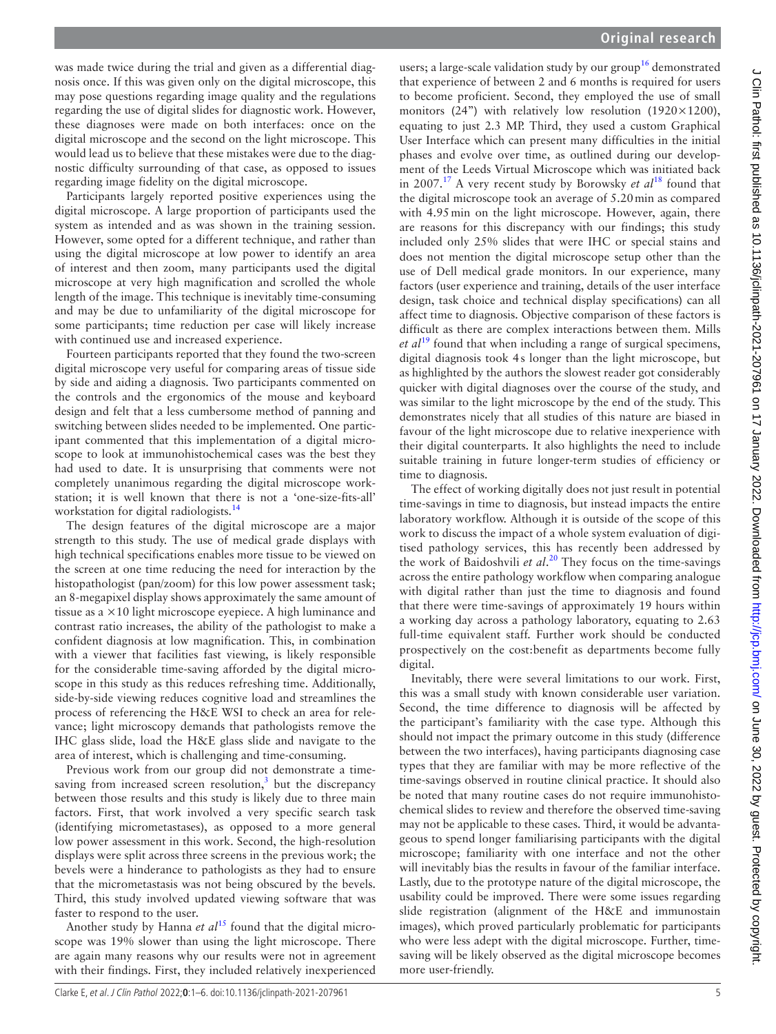was made twice during the trial and given as a differential diagnosis once. If this was given only on the digital microscope, this may pose questions regarding image quality and the regulations regarding the use of digital slides for diagnostic work. However, these diagnoses were made on both interfaces: once on the digital microscope and the second on the light microscope. This would lead us to believe that these mistakes were due to the diagnostic difficulty surrounding of that case, as opposed to issues regarding image fidelity on the digital microscope.

Participants largely reported positive experiences using the digital microscope. A large proportion of participants used the system as intended and as was shown in the training session. However, some opted for a different technique, and rather than using the digital microscope at low power to identify an area of interest and then zoom, many participants used the digital microscope at very high magnification and scrolled the whole length of the image. This technique is inevitably time-consuming and may be due to unfamiliarity of the digital microscope for some participants; time reduction per case will likely increase with continued use and increased experience.

Fourteen participants reported that they found the two-screen digital microscope very useful for comparing areas of tissue side by side and aiding a diagnosis. Two participants commented on the controls and the ergonomics of the mouse and keyboard design and felt that a less cumbersome method of panning and switching between slides needed to be implemented. One participant commented that this implementation of a digital microscope to look at immunohistochemical cases was the best they had used to date. It is unsurprising that comments were not completely unanimous regarding the digital microscope workstation; it is well known that there is not a 'one-size-fits-all' workstation for digital radiologists.[14]

The design features of the digital microscope are a major strength to this study. The use of medical grade displays with high technical specifications enables more tissue to be viewed on the screen at one time reducing the need for interaction by the histopathologist (pan/zoom) for this low power assessment task; an 8-megapixel display shows approximately the same amount of tissue as a ×10 light microscope eyepiece. A high luminance and contrast ratio increases, the ability of the pathologist to make a confident diagnosis at low magnification. This, in combination with a viewer that facilities fast viewing, is likely responsible for the considerable time-saving afforded by the digital microscope in this study as this reduces refreshing time. Additionally, side-by-side viewing reduces cognitive load and streamlines the process of referencing the H&E WSI to check an area for relevance; light microscopy demands that pathologists remove the IHC glass slide, load the H&E glass slide and navigate to the area of interest, which is challenging and time-consuming.

Previous work from our group did not demonstrate a time-saving from increased screen resolution,[3] but the discrepancy between those results and this study is likely due to three main factors. First, that work involved a very specific search task (identifying micrometastases), as opposed to a more general low power assessment in this work. Second, the high-resolution displays were split across three screens in the previous work; the bevels were a hinderance to pathologists as they had to ensure that the micrometastasis was not being obscured by the bevels. Third, this study involved updated viewing software that was faster to respond to the user.

Another study by Hanna *et al*[15] found that the digital microscope was 19% slower than using the light microscope. There are again many reasons why our results were not in agreement with their findings. First, they included relatively inexperienced users; a large-scale validation study by our group[16] demonstrated that experience of between 2 and 6 months is required for users to become proficient. Second, they employed the use of small monitors (24") with relatively low resolution (1920×1200), equating to just 2.3 MP. Third, they used a custom Graphical User Interface which can present many difficulties in the initial phases and evolve over time, as outlined during our development of the Leeds Virtual Microscope which was initiated back in 2007.[17] A very recent study by Borowsky *et al*[18] found that the digital microscope took an average of 5.20 min as compared with 4.95 min on the light microscope. However, again, there are reasons for this discrepancy with our findings; this study included only 25% slides that were IHC or special stains and does not mention the digital microscope setup other than the use of Dell medical grade monitors. In our experience, many factors (user experience and training, details of the user interface design, task choice and technical display specifications) can all affect time to diagnosis. Objective comparison of these factors is difficult as there are complex interactions between them. Mills *et al*[19] found that when including a range of surgical specimens, digital diagnosis took 4 s longer than the light microscope, but as highlighted by the authors the slowest reader got considerably quicker with digital diagnoses over the course of the study, and was similar to the light microscope by the end of the study. This demonstrates nicely that all studies of this nature are biased in favour of the light microscope due to relative inexperience with their digital counterparts. It also highlights the need to include suitable training in future longer-term studies of efficiency or time to diagnosis.

The effect of working digitally does not just result in potential time-savings in time to diagnosis, but instead impacts the entire laboratory workflow. Although it is outside of the scope of this work to discuss the impact of a whole system evaluation of digitised pathology services, this has recently been addressed by the work of Baidoshvili *et al*.[20] They focus on the time-savings across the entire pathology workflow when comparing analogue with digital rather than just the time to diagnosis and found that there were time-savings of approximately 19 hours within a working day across a pathology laboratory, equating to 2.63 full-time equivalent staff. Further work should be conducted prospectively on the cost:benefit as departments become fully digital.

Inevitably, there were several limitations to our work. First, this was a small study with known considerable user variation. Second, the time difference to diagnosis will be affected by the participant's familiarity with the case type. Although this should not impact the primary outcome in this study (difference between the two interfaces), having participants diagnosing case types that they are familiar with may be more reflective of the time-savings observed in routine clinical practice. It should also be noted that many routine cases do not require immunohistochemical slides to review and therefore the observed time-saving may not be applicable to these cases. Third, it would be advantageous to spend longer familiarising participants with the digital microscope; familiarity with one interface and not the other will inevitably bias the results in favour of the familiar interface. Lastly, due to the prototype nature of the digital microscope, the usability could be improved. There were some issues regarding slide registration (alignment of the H&E and immunostain images), which proved particularly problematic for participants who were less adept with the digital microscope. Further, time-saving will be likely observed as the digital microscope becomes more user-friendly.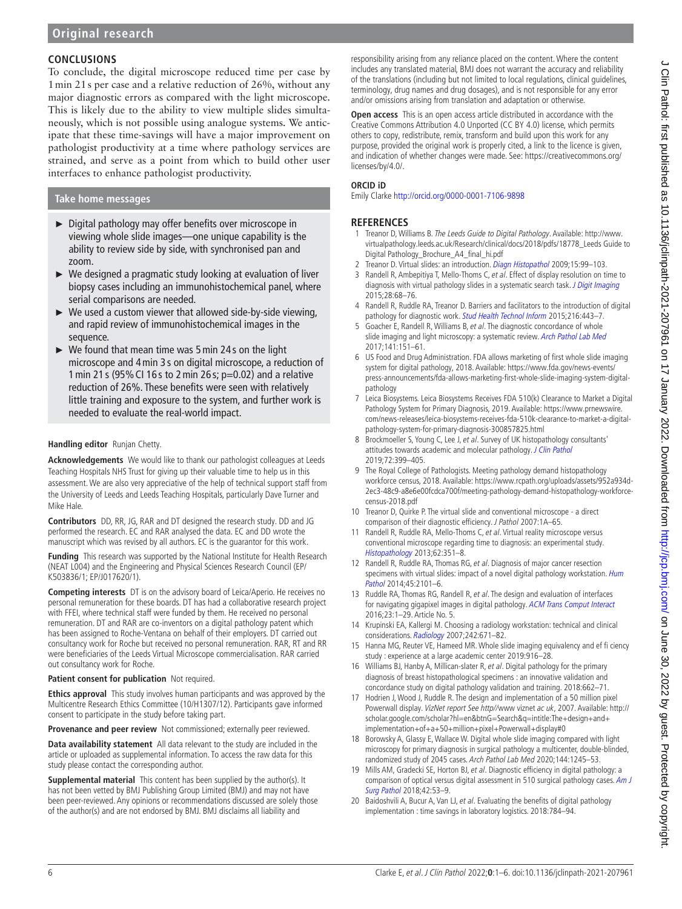## CONCLUSIONS

To conclude, the digital microscope reduced time per case by 1 min 21 s per case and a relative reduction of 26%, without any major diagnostic errors as compared with the light microscope. This is likely due to the ability to view multiple slides simultaneously, which is not possible using analogue systems. We anticipate that these time-savings will have a major improvement on pathologist productivity at a time where pathology services are strained, and serve as a point from which to build other user interfaces to enhance pathologist productivity.

### Take home messages

- Digital pathology may offer benefits over microscope in viewing whole slide images—one unique capability is the ability to review side by side, with synchronised pan and zoom.
- We designed a pragmatic study looking at evaluation of liver biopsy cases including an immunohistochemical panel, where serial comparisons are needed.
- We used a custom viewer that allowed side-by-side viewing, and rapid review of immunohistochemical images in the sequence.
- We found that mean time was 5 min 24 s on the light microscope and 4 min 3 s on digital microscope, a reduction of 1 min 21 s (95% CI 16 s to 2 min 26 s; p=0.02) and a relative reduction of 26%. These benefits were seen with relatively little training and exposure to the system, and further work is needed to evaluate the real-world impact.

**Handling editor** Runjan Chetty.

**Acknowledgements** We would like to thank our pathologist colleagues at Leeds Teaching Hospitals NHS Trust for giving up their valuable time to help us in this assessment. We are also very appreciative of the help of technical support staff from the University of Leeds and Leeds Teaching Hospitals, particularly Dave Turner and Mike Hale.

**Contributors** DD, RR, JG, RAR and DT designed the research study. DD and JG performed the research. EC and RAR analysed the data. EC and DD wrote the manuscript which was revised by all authors. EC is the guarantor for this work.

**Funding** This research was supported by the National Institute for Health Research (NEAT L004) and the Engineering and Physical Sciences Research Council (EP/K503836/1; EP/J017620/1).

**Competing interests** DT is on the advisory board of Leica/Aperio. He receives no personal remuneration for these boards. DT has had a collaborative research project with FFEI, where technical staff were funded by them. He received no personal remuneration. DT and RAR are co-inventors on a digital pathology patent which has been assigned to Roche-Ventana on behalf of their employers. DT carried out consultancy work for Roche but received no personal remuneration. RAR, RT and RR were beneficiaries of the Leeds Virtual Microscope commercialisation. RAR carried out consultancy work for Roche.

**Patient consent for publication** Not required.

**Ethics approval** This study involves human participants and was approved by the Multicentre Research Ethics Committee (10/H1307/12). Participants gave informed consent to participate in the study before taking part.

**Provenance and peer review** Not commissioned; externally peer reviewed.

**Data availability statement** All data relevant to the study are included in the article or uploaded as supplemental information. To access the raw data for this study please contact the corresponding author.

**Supplemental material** This content has been supplied by the author(s). It has not been vetted by BMJ Publishing Group Limited (BMJ) and may not have been peer-reviewed. Any opinions or recommendations discussed are solely those of the author(s) and are not endorsed by BMJ. BMJ disclaims all liability and responsibility arising from any reliance placed on the content. Where the content includes any translated material, BMJ does not warrant the accuracy and reliability of the translations (including but not limited to local regulations, clinical guidelines, terminology, drug names and drug dosages), and is not responsible for any error and/or omissions arising from translation and adaptation or otherwise.

**Open access** This is an open access article distributed in accordance with the Creative Commons Attribution 4.0 Unported (CC BY 4.0) license, which permits others to copy, redistribute, remix, transform and build upon this work for any purpose, provided the original work is properly cited, a link to the licence is given, and indication of whether changes were made. See: https://creativecommons.org/licenses/by/4.0/.

### ORCID iD

Emily Clarke http://orcid.org/0000-0001-7106-9898

## REFERENCES

1. Treanor D, Williams B. *The Leeds Guide to Digital Pathology*. Available: http://www.virtualpathology.leeds.ac.uk/Research/clinical/docs/2018/pdfs/18778_Leeds Guide to Digital Pathology_Brochure_A4_final_hi.pdf
2. Treanor D. Virtual slides: an introduction. *Diagn Histopathol* 2009;15:99–103.
3. Randell R, Ambepitiya T, Mello-Thoms C, *et al*. Effect of display resolution on time to diagnosis with virtual pathology slides in a systematic search task. *J Digit Imaging* 2015;28:68–76.
4. Randell R, Ruddle RA, Treanor D. Barriers and facilitators to the introduction of digital pathology for diagnostic work. *Stud Health Technol Inform* 2015;216:443–7.
5. Goacher E, Randell R, Williams B, *et al*. The diagnostic concordance of whole slide imaging and light microscopy: a systematic review. *Arch Pathol Lab Med* 2017;141:151–61.
6. US Food and Drug Administration. FDA allows marketing of first whole slide imaging system for digital pathology, 2018. Available: https://www.fda.gov/news-events/press-announcements/fda-allows-marketing-first-whole-slide-imaging-system-digital-pathology
7. Leica Biosystems. Leica Biosystems Receives FDA 510(k) Clearance to Market a Digital Pathology System for Primary Diagnosis, 2019. Available: https://www.prnewswire.com/news-releases/leica-biosystems-receives-fda-510k-clearance-to-market-a-digital-pathology-system-for-primary-diagnosis-300857825.html
8. Brockmoeller S, Young C, Lee J, *et al*. Survey of UK histopathology consultants' attitudes towards academic and molecular pathology. *J Clin Pathol* 2019;72:399–405.
9. The Royal College of Pathologists. Meeting pathology demand histopathology workforce census, 2018. Available: https://www.rcpath.org/uploads/assets/952a934d-2ec3-48c9-a8e6e00fcdca700f/meeting-pathology-demand-histopathology-workforce-census-2018.pdf
10. Treanor D, Quirke P. The virtual slide and conventional microscope - a direct comparison of their diagnostic efficiency. *J Pathol* 2007:1A–65.
11. Randell R, Ruddle RA, Mello-Thoms C, *et al*. Virtual reality microscope versus conventional microscope regarding time to diagnosis: an experimental study. *Histopathology* 2013;62:351–8.
12. Randell R, Ruddle RA, Thomas RG, *et al*. Diagnosis of major cancer resection specimens with virtual slides: impact of a novel digital pathology workstation. *Hum Pathol* 2014;45:2101–6.
13. Ruddle RA, Thomas RG, Randell R, *et al*. The design and evaluation of interfaces for navigating gigapixel images in digital pathology. *ACM Trans Comput Interact* 2016;23:1–29. Article No. 5.
14. Krupinski EA, Kallergi M. Choosing a radiology workstation: technical and clinical considerations. *Radiology* 2007;242:671–82.
15. Hanna MG, Reuter VE, Hameed MR. Whole slide imaging equivalency and ef fi ciency study : experience at a large academic center 2019:916–28.
16. Williams BJ, Hanby A, Millican-slater R, *et al*. Digital pathology for the primary diagnosis of breast histopathological specimens : an innovative validation and concordance study on digital pathology validation and training. 2018:662–71.
17. Hodrien J, Wood J, Ruddle R. The design and implementation of a 50 million pixel Powerwall display. *VizNet report See http//*www viznet *ac uk*, 2007. Available: http://scholar.google.com/scholar?hl=en&btnG=Search&q=intitle:The+design+and+implementation+of+a+50+million+pixel+Powerwall+display#0
18. Borowsky A, Glassy E, Wallace W. Digital whole slide imaging compared with light microscopy for primary diagnosis in surgical pathology a multicenter, double-blinded, randomized study of 2045 cases. *Arch Pathol Lab Med* 2020;144:1245–53.
19. Mills AM, Gradecki SE, Horton BJ, *et al*. Diagnostic efficiency in digital pathology: a comparison of optical versus digital assessment in 510 surgical pathology cases. *Am J Surg Pathol* 2018;42:53–9.
20. Baidoshvili A, Bucur A, Van LJ, *et al*. Evaluating the benefits of digital pathology implementation : time savings in laboratory logistics. 2018:784–94.